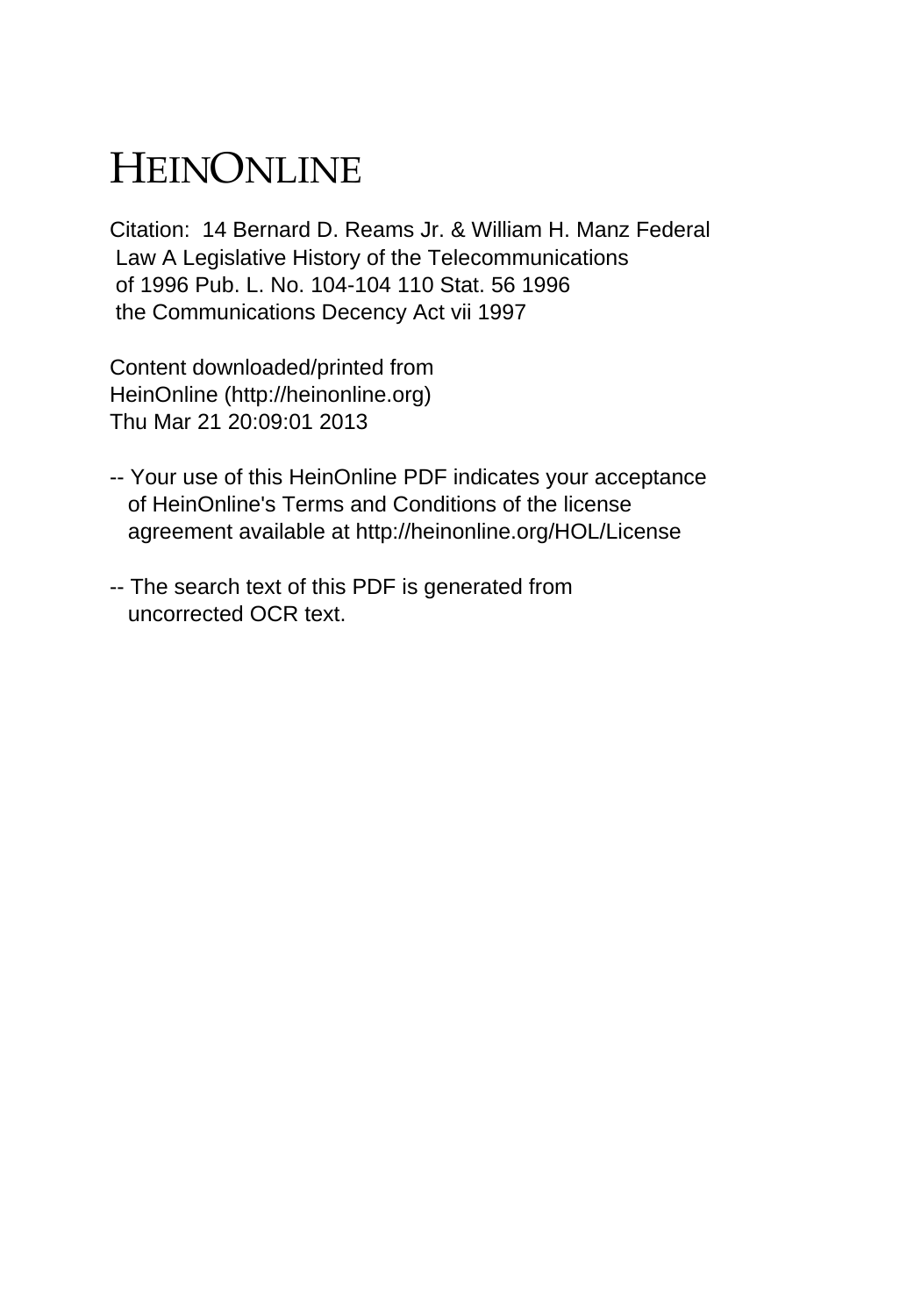# HEINONLINE

Citation: 14 Bernard D. Reams Jr. & William H. Manz Federal Law A Legislative History of the Telecommunications of 1996 Pub. L. No. 104-104 110 Stat. 56 1996 the Communications Decency Act vii 1997

Content downloaded/printed from HeinOnline (http://heinonline.org)
Thu Mar 21 20:09:01 2013

-- Your use of this HeinOnline PDF indicates your acceptance of HeinOnline's Terms and Conditions of the license agreement available at http://heinonline.org/HOL/License

-- The search text of this PDF is generated from uncorrected OCR text.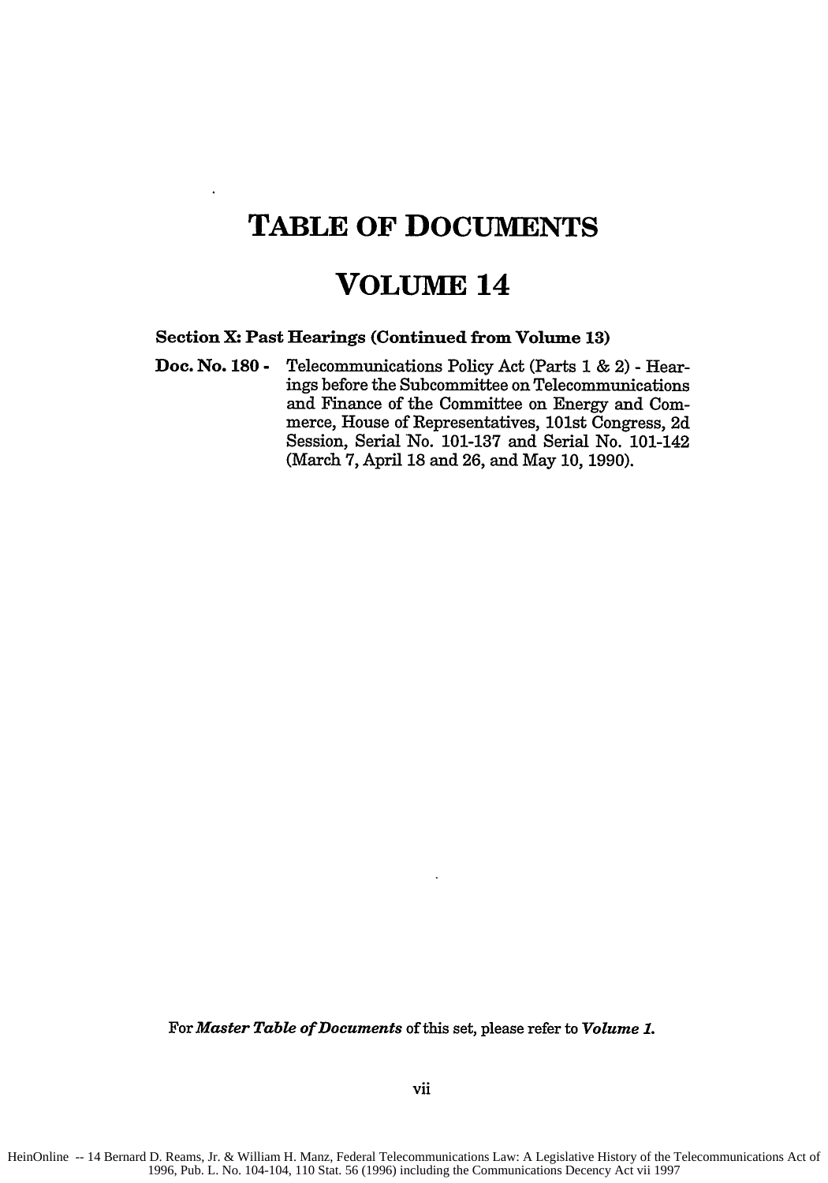# TABLE OF DOCUMENTS

# VOLUME 14

**Section X: Past Hearings (Continued from Volume 13)**

**Doc. No. 180 -** Telecommunications Policy Act (Parts 1 & 2) - Hearings before the Subcommittee on Telecommunications and Finance of the Committee on Energy and Commerce, House of Representatives, 101st Congress, 2d Session, Serial No. 101-137 and Serial No. 101-142 (March 7, April 18 and 26, and May 10, 1990).

For ***Master Table of Documents*** of this set, please refer to ***Volume 1.***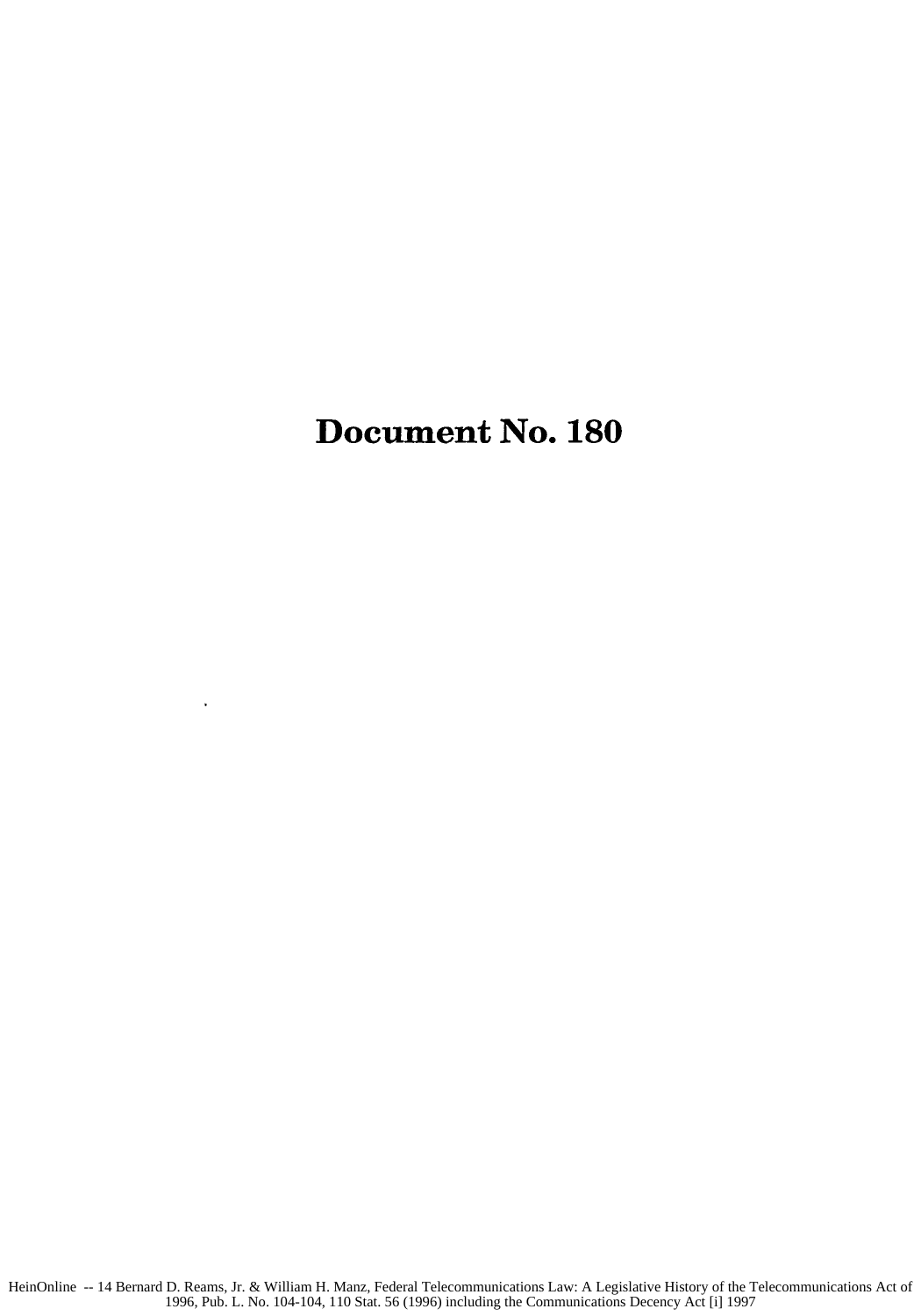# Document No. 180